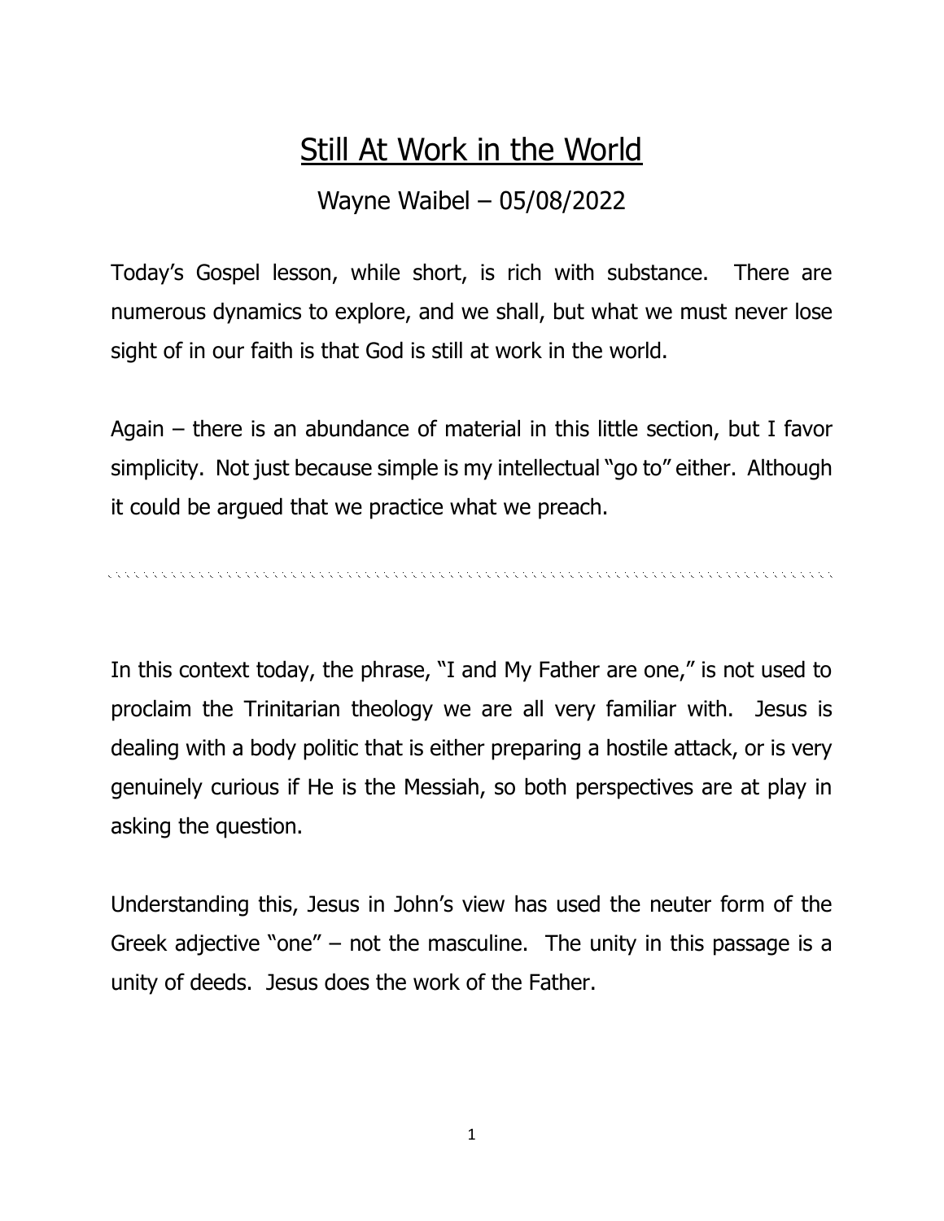# Still At Work in the World

Wayne Waibel – 05/08/2022

Today's Gospel lesson, while short, is rich with substance. There are numerous dynamics to explore, and we shall, but what we must never lose sight of in our faith is that God is still at work in the world.

Again – there is an abundance of material in this little section, but I favor simplicity. Not just because simple is my intellectual "go to" either. Although it could be argued that we practice what we preach.

---

In this context today, the phrase, "I and My Father are one," is not used to proclaim the Trinitarian theology we are all very familiar with. Jesus is dealing with a body politic that is either preparing a hostile attack, or is very genuinely curious if He is the Messiah, so both perspectives are at play in asking the question.

Understanding this, Jesus in John's view has used the neuter form of the Greek adjective "one" – not the masculine. The unity in this passage is a unity of deeds. Jesus does the work of the Father.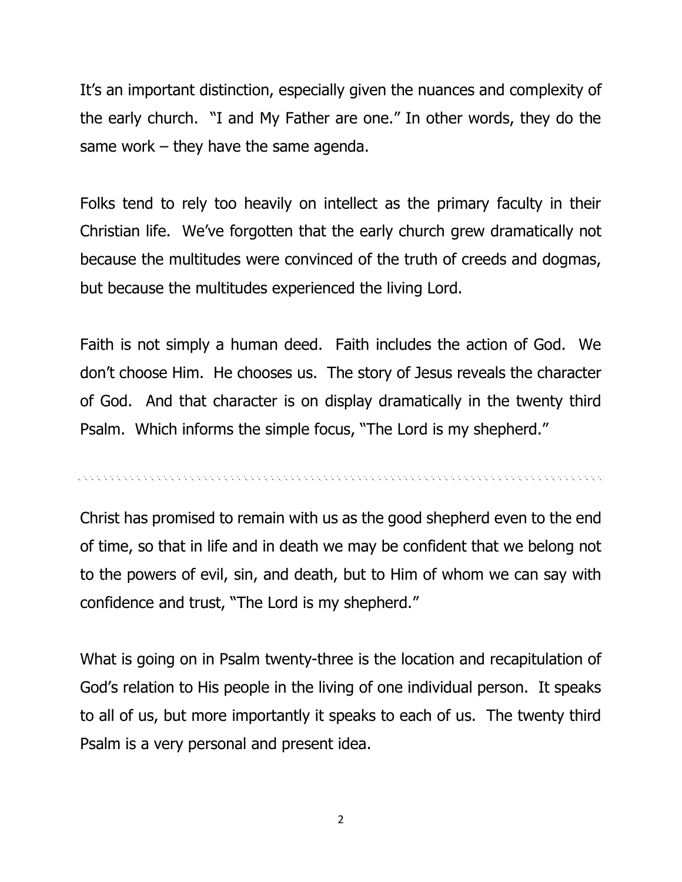It's an important distinction, especially given the nuances and complexity of the early church. "I and My Father are one." In other words, they do the same work – they have the same agenda.

Folks tend to rely too heavily on intellect as the primary faculty in their Christian life. We've forgotten that the early church grew dramatically not because the multitudes were convinced of the truth of creeds and dogmas, but because the multitudes experienced the living Lord.

Faith is not simply a human deed. Faith includes the action of God. We don't choose Him. He chooses us. The story of Jesus reveals the character of God. And that character is on display dramatically in the twenty third Psalm. Which informs the simple focus, "The Lord is my shepherd."

---

Christ has promised to remain with us as the good shepherd even to the end of time, so that in life and in death we may be confident that we belong not to the powers of evil, sin, and death, but to Him of whom we can say with confidence and trust, "The Lord is my shepherd."

What is going on in Psalm twenty-three is the location and recapitulation of God's relation to His people in the living of one individual person. It speaks to all of us, but more importantly it speaks to each of us. The twenty third Psalm is a very personal and present idea.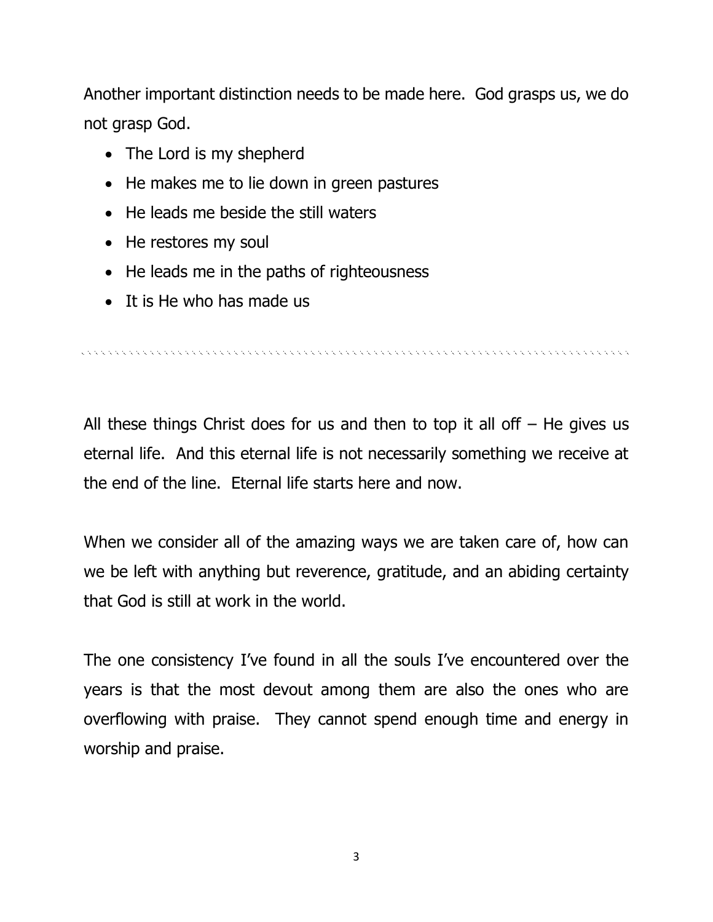Another important distinction needs to be made here. God grasps us, we do not grasp God.

- The Lord is my shepherd
- He makes me to lie down in green pastures
- He leads me beside the still waters
- He restores my soul
- He leads me in the paths of righteousness
- It is He who has made us

---

All these things Christ does for us and then to top it all off – He gives us eternal life. And this eternal life is not necessarily something we receive at the end of the line. Eternal life starts here and now.

When we consider all of the amazing ways we are taken care of, how can we be left with anything but reverence, gratitude, and an abiding certainty that God is still at work in the world.

The one consistency I've found in all the souls I've encountered over the years is that the most devout among them are also the ones who are overflowing with praise. They cannot spend enough time and energy in worship and praise.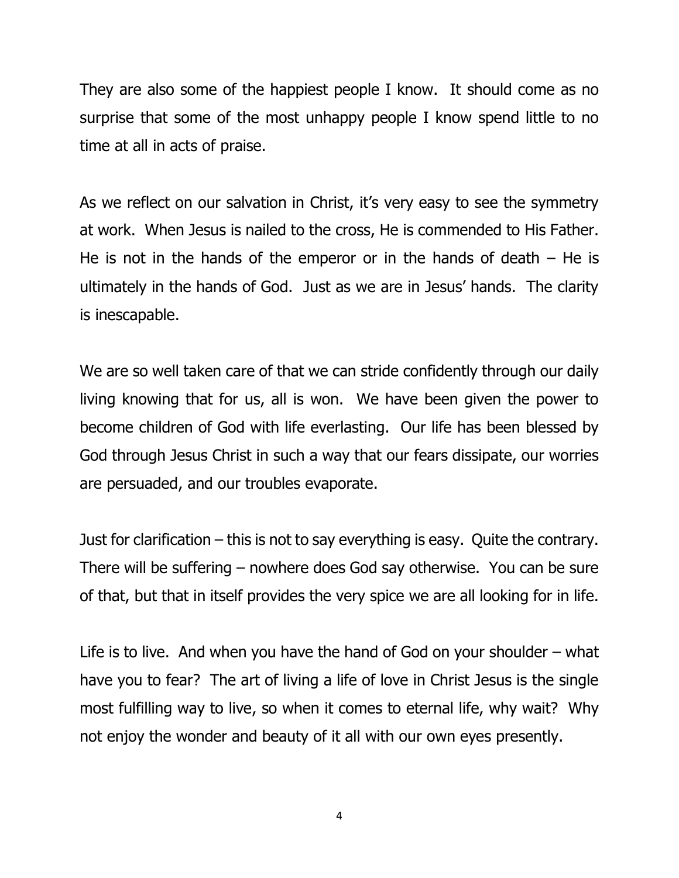They are also some of the happiest people I know. It should come as no surprise that some of the most unhappy people I know spend little to no time at all in acts of praise.

As we reflect on our salvation in Christ, it's very easy to see the symmetry at work. When Jesus is nailed to the cross, He is commended to His Father. He is not in the hands of the emperor or in the hands of death – He is ultimately in the hands of God. Just as we are in Jesus' hands. The clarity is inescapable.

We are so well taken care of that we can stride confidently through our daily living knowing that for us, all is won. We have been given the power to become children of God with life everlasting. Our life has been blessed by God through Jesus Christ in such a way that our fears dissipate, our worries are persuaded, and our troubles evaporate.

Just for clarification – this is not to say everything is easy. Quite the contrary. There will be suffering – nowhere does God say otherwise. You can be sure of that, but that in itself provides the very spice we are all looking for in life.

Life is to live. And when you have the hand of God on your shoulder – what have you to fear? The art of living a life of love in Christ Jesus is the single most fulfilling way to live, so when it comes to eternal life, why wait? Why not enjoy the wonder and beauty of it all with our own eyes presently.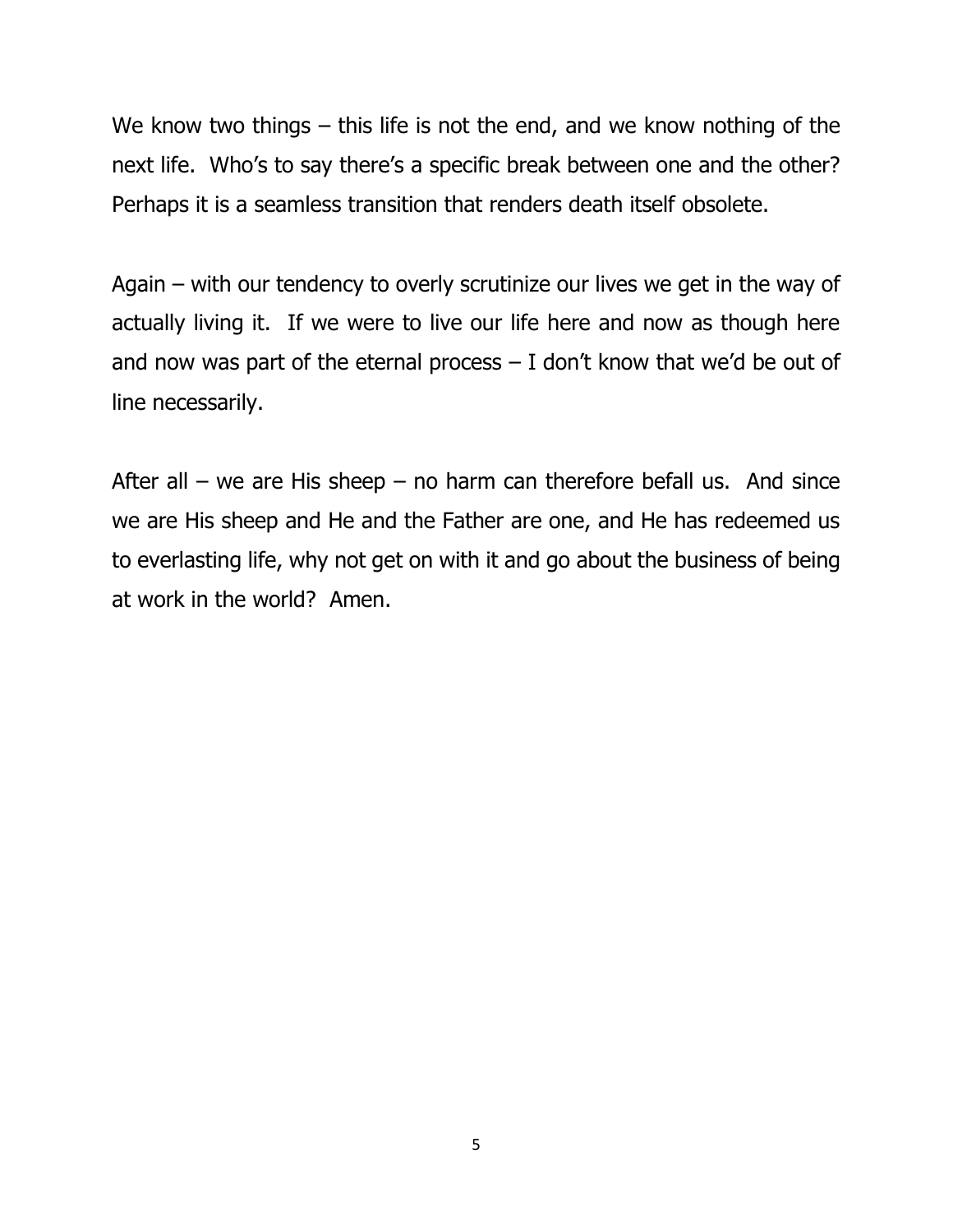We know two things – this life is not the end, and we know nothing of the next life. Who's to say there's a specific break between one and the other? Perhaps it is a seamless transition that renders death itself obsolete.

Again – with our tendency to overly scrutinize our lives we get in the way of actually living it. If we were to live our life here and now as though here and now was part of the eternal process – I don't know that we'd be out of line necessarily.

After all – we are His sheep – no harm can therefore befall us. And since we are His sheep and He and the Father are one, and He has redeemed us to everlasting life, why not get on with it and go about the business of being at work in the world? Amen.